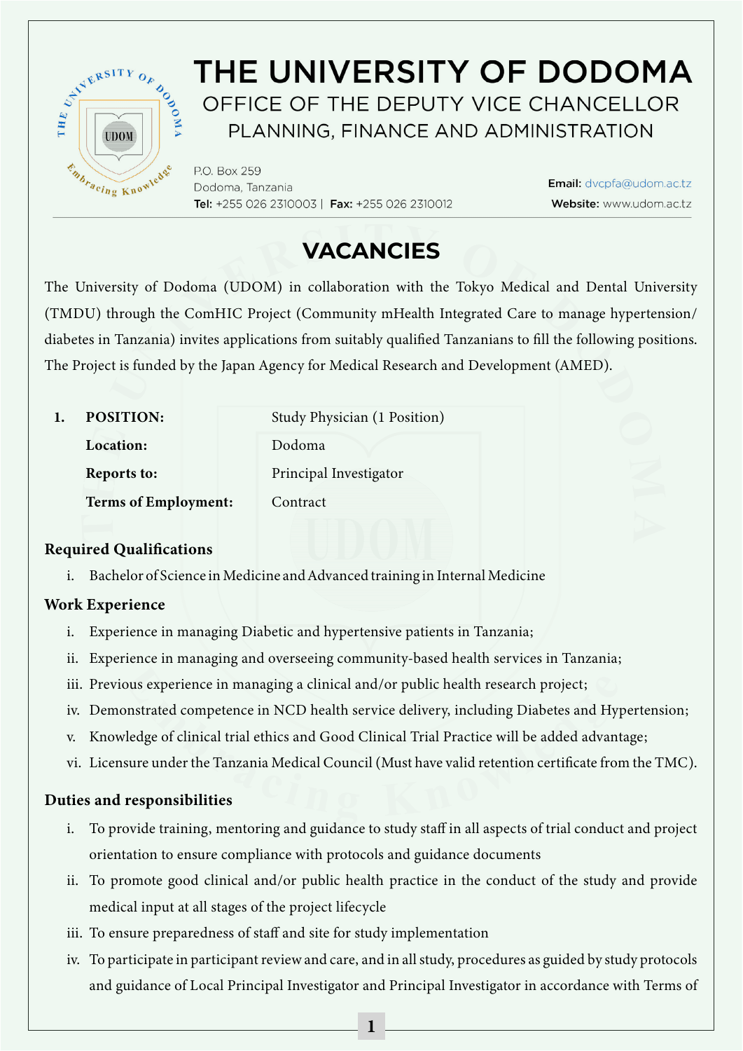# THE UNIVERSITY OF DODOMA

## OFFICE OF THE DEPUTY VICE CHANCELLOR
## PLANNING, FINANCE AND ADMINISTRATION

P.O. Box 259
Dodoma, Tanzania
**Tel:** +255 026 2310003 | **Fax:** +255 026 2310012

**Email:** dvcpfa@udom.ac.tz
**Website:** www.udom.ac.tz

## VACANCIES

The University of Dodoma (UDOM) in collaboration with the Tokyo Medical and Dental University (TMDU) through the ComHIC Project (Community mHealth Integrated Care to manage hypertension/ diabetes in Tanzania) invites applications from suitably qualified Tanzanians to fill the following positions. The Project is funded by the Japan Agency for Medical Research and Development (AMED).

| | | |
|---|---|---|
| **1.** | **POSITION:** | Study Physician (1 Position) |
| | **Location:** | Dodoma |
| | **Reports to:** | Principal Investigator |
| | **Terms of Employment:** | Contract |

### Required Qualifications

i. Bachelor of Science in Medicine and Advanced training in Internal Medicine

### Work Experience

i. Experience in managing Diabetic and hypertensive patients in Tanzania;
ii. Experience in managing and overseeing community-based health services in Tanzania;
iii. Previous experience in managing a clinical and/or public health research project;
iv. Demonstrated competence in NCD health service delivery, including Diabetes and Hypertension;
v. Knowledge of clinical trial ethics and Good Clinical Trial Practice will be added advantage;
vi. Licensure under the Tanzania Medical Council (Must have valid retention certificate from the TMC).

### Duties and responsibilities

i. To provide training, mentoring and guidance to study staff in all aspects of trial conduct and project orientation to ensure compliance with protocols and guidance documents
ii. To promote good clinical and/or public health practice in the conduct of the study and provide medical input at all stages of the project lifecycle
iii. To ensure preparedness of staff and site for study implementation
iv. To participate in participant review and care, and in all study, procedures as guided by study protocols and guidance of Local Principal Investigator and Principal Investigator in accordance with Terms of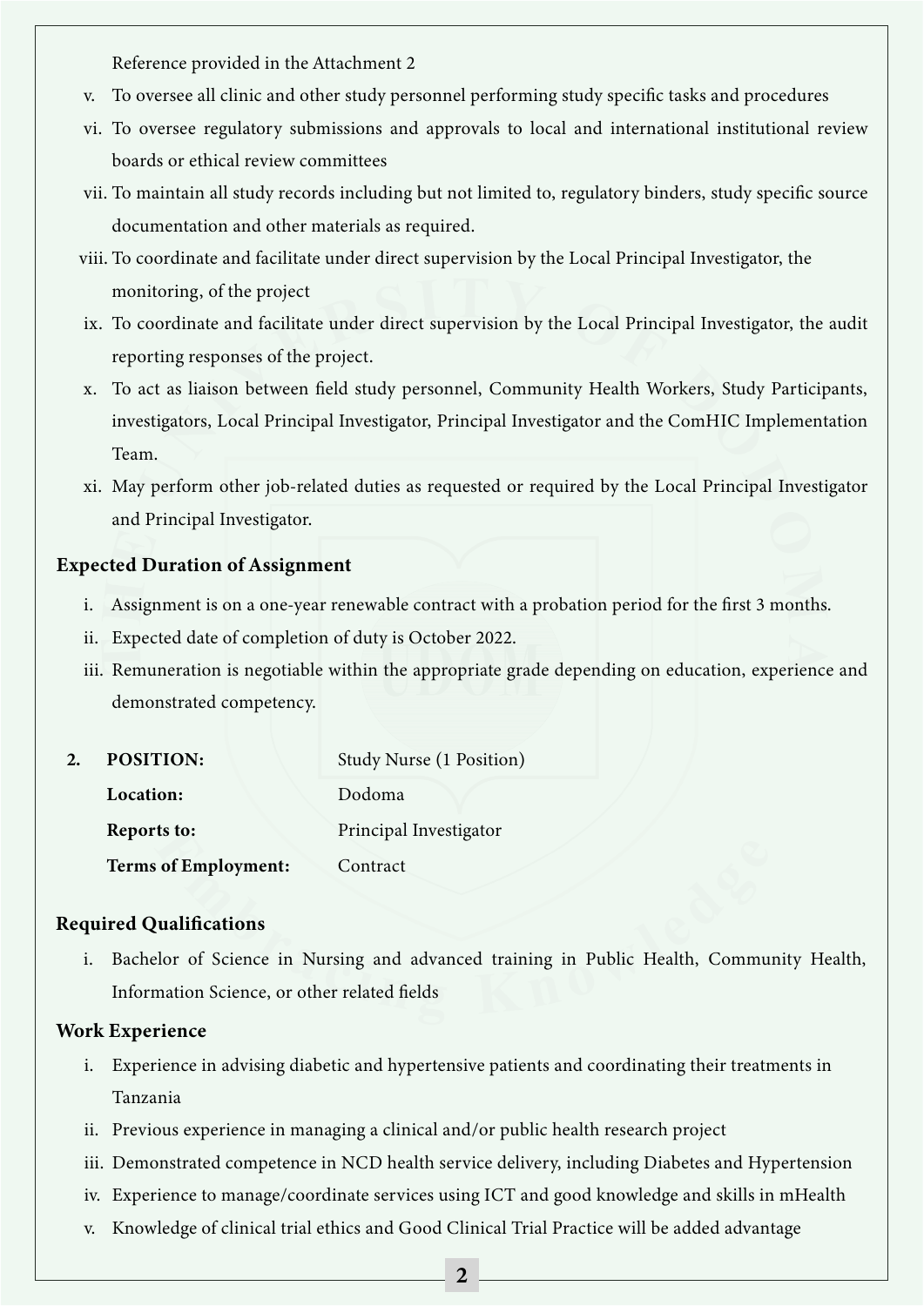Reference provided in the Attachment 2

v. To oversee all clinic and other study personnel performing study specific tasks and procedures
vi. To oversee regulatory submissions and approvals to local and international institutional review boards or ethical review committees
vii. To maintain all study records including but not limited to, regulatory binders, study specific source documentation and other materials as required.
viii. To coordinate and facilitate under direct supervision by the Local Principal Investigator, the monitoring, of the project
ix. To coordinate and facilitate under direct supervision by the Local Principal Investigator, the audit reporting responses of the project.
x. To act as liaison between field study personnel, Community Health Workers, Study Participants, investigators, Local Principal Investigator, Principal Investigator and the ComHIC Implementation Team.
xi. May perform other job-related duties as requested or required by the Local Principal Investigator and Principal Investigator.

### Expected Duration of Assignment

i. Assignment is on a one-year renewable contract with a probation period for the first 3 months.
ii. Expected date of completion of duty is October 2022.
iii. Remuneration is negotiable within the appropriate grade depending on education, experience and demonstrated competency.

**2. POSITION:** Study Nurse (1 Position)
**Location:** Dodoma
**Reports to:** Principal Investigator
**Terms of Employment:** Contract

### Required Qualifications

i. Bachelor of Science in Nursing and advanced training in Public Health, Community Health, Information Science, or other related fields

### Work Experience

i. Experience in advising diabetic and hypertensive patients and coordinating their treatments in Tanzania
ii. Previous experience in managing a clinical and/or public health research project
iii. Demonstrated competence in NCD health service delivery, including Diabetes and Hypertension
iv. Experience to manage/coordinate services using ICT and good knowledge and skills in mHealth
v. Knowledge of clinical trial ethics and Good Clinical Trial Practice will be added advantage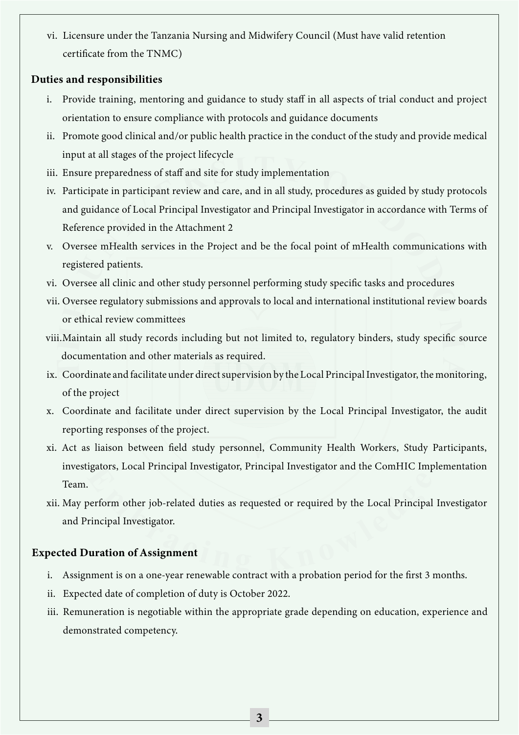vi. Licensure under the Tanzania Nursing and Midwifery Council (Must have valid retention certificate from the TNMC)

## Duties and responsibilities

i. Provide training, mentoring and guidance to study staff in all aspects of trial conduct and project orientation to ensure compliance with protocols and guidance documents

ii. Promote good clinical and/or public health practice in the conduct of the study and provide medical input at all stages of the project lifecycle

iii. Ensure preparedness of staff and site for study implementation

iv. Participate in participant review and care, and in all study, procedures as guided by study protocols and guidance of Local Principal Investigator and Principal Investigator in accordance with Terms of Reference provided in the Attachment 2

v. Oversee mHealth services in the Project and be the focal point of mHealth communications with registered patients.

vi. Oversee all clinic and other study personnel performing study specific tasks and procedures

vii. Oversee regulatory submissions and approvals to local and international institutional review boards or ethical review committees

viii. Maintain all study records including but not limited to, regulatory binders, study specific source documentation and other materials as required.

ix. Coordinate and facilitate under direct supervision by the Local Principal Investigator, the monitoring, of the project

x. Coordinate and facilitate under direct supervision by the Local Principal Investigator, the audit reporting responses of the project.

xi. Act as liaison between field study personnel, Community Health Workers, Study Participants, investigators, Local Principal Investigator, Principal Investigator and the ComHIC Implementation Team.

xii. May perform other job-related duties as requested or required by the Local Principal Investigator and Principal Investigator.

## Expected Duration of Assignment

i. Assignment is on a one-year renewable contract with a probation period for the first 3 months.

ii. Expected date of completion of duty is October 2022.

iii. Remuneration is negotiable within the appropriate grade depending on education, experience and demonstrated competency.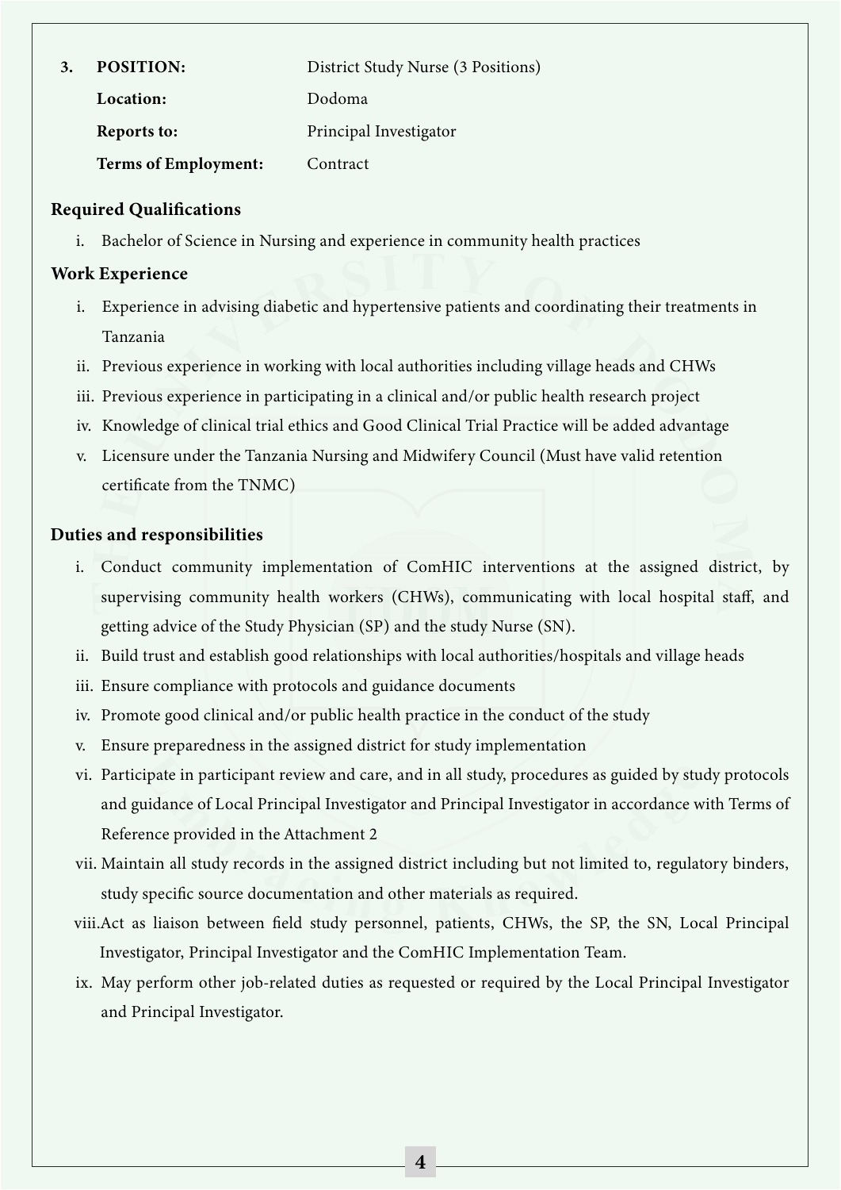**3. POSITION:** District Study Nurse (3 Positions)

**Location:** Dodoma

**Reports to:** Principal Investigator

**Terms of Employment:** Contract

### Required Qualifications

i. Bachelor of Science in Nursing and experience in community health practices

### Work Experience

i. Experience in advising diabetic and hypertensive patients and coordinating their treatments in Tanzania
ii. Previous experience in working with local authorities including village heads and CHWs
iii. Previous experience in participating in a clinical and/or public health research project
iv. Knowledge of clinical trial ethics and Good Clinical Trial Practice will be added advantage
v. Licensure under the Tanzania Nursing and Midwifery Council (Must have valid retention certificate from the TNMC)

### Duties and responsibilities

i. Conduct community implementation of ComHIC interventions at the assigned district, by supervising community health workers (CHWs), communicating with local hospital staff, and getting advice of the Study Physician (SP) and the study Nurse (SN).
ii. Build trust and establish good relationships with local authorities/hospitals and village heads
iii. Ensure compliance with protocols and guidance documents
iv. Promote good clinical and/or public health practice in the conduct of the study
v. Ensure preparedness in the assigned district for study implementation
vi. Participate in participant review and care, and in all study, procedures as guided by study protocols and guidance of Local Principal Investigator and Principal Investigator in accordance with Terms of Reference provided in the Attachment 2
vii. Maintain all study records in the assigned district including but not limited to, regulatory binders, study specific source documentation and other materials as required.
viii. Act as liaison between field study personnel, patients, CHWs, the SP, the SN, Local Principal Investigator, Principal Investigator and the ComHIC Implementation Team.
ix. May perform other job-related duties as requested or required by the Local Principal Investigator and Principal Investigator.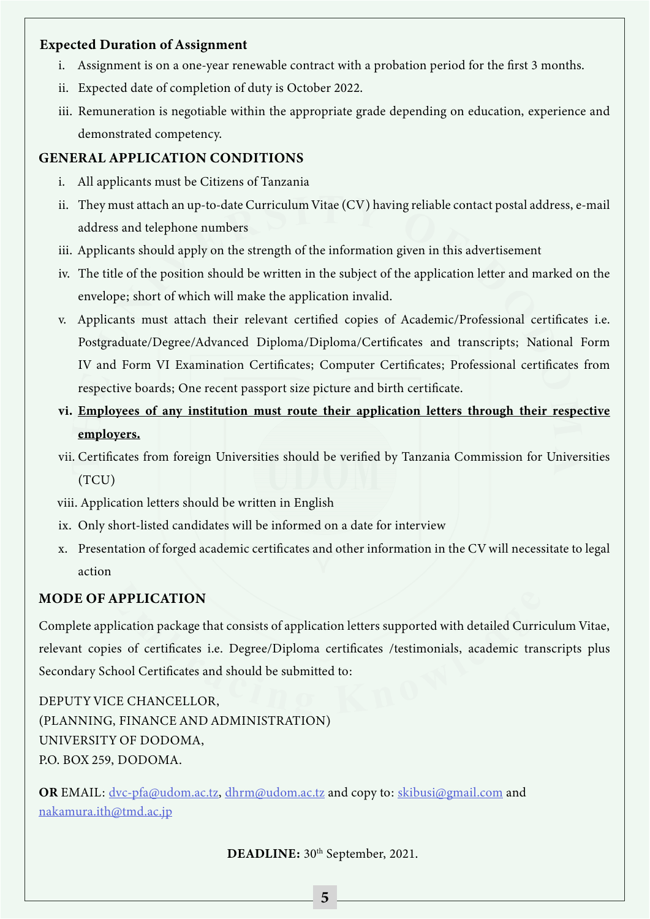**Expected Duration of Assignment**

i. Assignment is on a one-year renewable contract with a probation period for the first 3 months.
ii. Expected date of completion of duty is October 2022.
iii. Remuneration is negotiable within the appropriate grade depending on education, experience and demonstrated competency.

## GENERAL APPLICATION CONDITIONS

i. All applicants must be Citizens of Tanzania
ii. They must attach an up-to-date Curriculum Vitae (CV) having reliable contact postal address, e-mail address and telephone numbers
iii. Applicants should apply on the strength of the information given in this advertisement
iv. The title of the position should be written in the subject of the application letter and marked on the envelope; short of which will make the application invalid.
v. Applicants must attach their relevant certified copies of Academic/Professional certificates i.e. Postgraduate/Degree/Advanced Diploma/Diploma/Certificates and transcripts; National Form IV and Form VI Examination Certificates; Computer Certificates; Professional certificates from respective boards; One recent passport size picture and birth certificate.
**vi. Employees of any institution must route their application letters through their respective employers.**
vii. Certificates from foreign Universities should be verified by Tanzania Commission for Universities (TCU)
viii. Application letters should be written in English
ix. Only short-listed candidates will be informed on a date for interview
x. Presentation of forged academic certificates and other information in the CV will necessitate to legal action

## MODE OF APPLICATION

Complete application package that consists of application letters supported with detailed Curriculum Vitae, relevant copies of certificates i.e. Degree/Diploma certificates /testimonials, academic transcripts plus Secondary School Certificates and should be submitted to:

DEPUTY VICE CHANCELLOR,
(PLANNING, FINANCE AND ADMINISTRATION)
UNIVERSITY OF DODOMA,
P.O. BOX 259, DODOMA.

**OR** EMAIL: dvc-pfa@udom.ac.tz, dhrm@udom.ac.tz and copy to: skibusi@gmail.com and nakamura.ith@tmd.ac.jp

**DEADLINE:** 30th September, 2021.